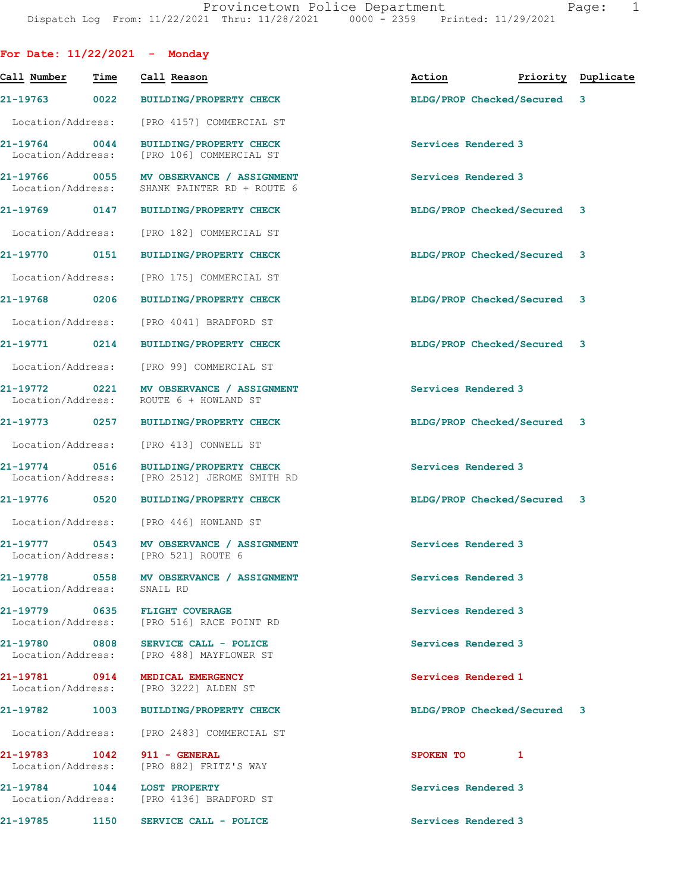Provincetown Police Department
Dispatch Log From: 11/22/2021 Thru: 11/28/2021 0000 - 2359 Printed: 11/29/2021

## For Date: 11/22/2021 - Monday

| Call Number | Time | Call Reason | Action | Priority | Duplicate |
|---|---|---|---|---|---|
| 21-19763 | 0022 | BUILDING/PROPERTY CHECK | BLDG/PROP Checked/Secured | 3 | |
| Location/Address: | | [PRO 4157] COMMERCIAL ST | | | |
| 21-19764 | 0044 | BUILDING/PROPERTY CHECK | Services Rendered | 3 | |
| Location/Address: | | [PRO 106] COMMERCIAL ST | | | |
| 21-19766 | 0055 | MV OBSERVANCE / ASSIGNMENT | Services Rendered | 3 | |
| Location/Address: | | SHANK PAINTER RD + ROUTE 6 | | | |
| 21-19769 | 0147 | BUILDING/PROPERTY CHECK | BLDG/PROP Checked/Secured | 3 | |
| Location/Address: | | [PRO 182] COMMERCIAL ST | | | |
| 21-19770 | 0151 | BUILDING/PROPERTY CHECK | BLDG/PROP Checked/Secured | 3 | |
| Location/Address: | | [PRO 175] COMMERCIAL ST | | | |
| 21-19768 | 0206 | BUILDING/PROPERTY CHECK | BLDG/PROP Checked/Secured | 3 | |
| Location/Address: | | [PRO 4041] BRADFORD ST | | | |
| 21-19771 | 0214 | BUILDING/PROPERTY CHECK | BLDG/PROP Checked/Secured | 3 | |
| Location/Address: | | [PRO 99] COMMERCIAL ST | | | |
| 21-19772 | 0221 | MV OBSERVANCE / ASSIGNMENT | Services Rendered | 3 | |
| Location/Address: | | ROUTE 6 + HOWLAND ST | | | |
| 21-19773 | 0257 | BUILDING/PROPERTY CHECK | BLDG/PROP Checked/Secured | 3 | |
| Location/Address: | | [PRO 413] CONWELL ST | | | |
| 21-19774 | 0516 | BUILDING/PROPERTY CHECK | Services Rendered | 3 | |
| Location/Address: | | [PRO 2512] JEROME SMITH RD | | | |
| 21-19776 | 0520 | BUILDING/PROPERTY CHECK | BLDG/PROP Checked/Secured | 3 | |
| Location/Address: | | [PRO 446] HOWLAND ST | | | |
| 21-19777 | 0543 | MV OBSERVANCE / ASSIGNMENT | Services Rendered | 3 | |
| Location/Address: | | [PRO 521] ROUTE 6 | | | |
| 21-19778 | 0558 | MV OBSERVANCE / ASSIGNMENT | Services Rendered | 3 | |
| Location/Address: | | SNAIL RD | | | |
| 21-19779 | 0635 | FLIGHT COVERAGE | Services Rendered | 3 | |
| Location/Address: | | [PRO 516] RACE POINT RD | | | |
| 21-19780 | 0808 | SERVICE CALL - POLICE | Services Rendered | 3 | |
| Location/Address: | | [PRO 488] MAYFLOWER ST | | | |
| 21-19781 | 0914 | MEDICAL EMERGENCY | Services Rendered | 1 | |
| Location/Address: | | [PRO 3222] ALDEN ST | | | |
| 21-19782 | 1003 | BUILDING/PROPERTY CHECK | BLDG/PROP Checked/Secured | 3 | |
| Location/Address: | | [PRO 2483] COMMERCIAL ST | | | |
| 21-19783 | 1042 | 911 - GENERAL | SPOKEN TO | 1 | |
| Location/Address: | | [PRO 882] FRITZ'S WAY | | | |
| 21-19784 | 1044 | LOST PROPERTY | Services Rendered | 3 | |
| Location/Address: | | [PRO 4136] BRADFORD ST | | | |
| 21-19785 | 1150 | SERVICE CALL - POLICE | Services Rendered | 3 | |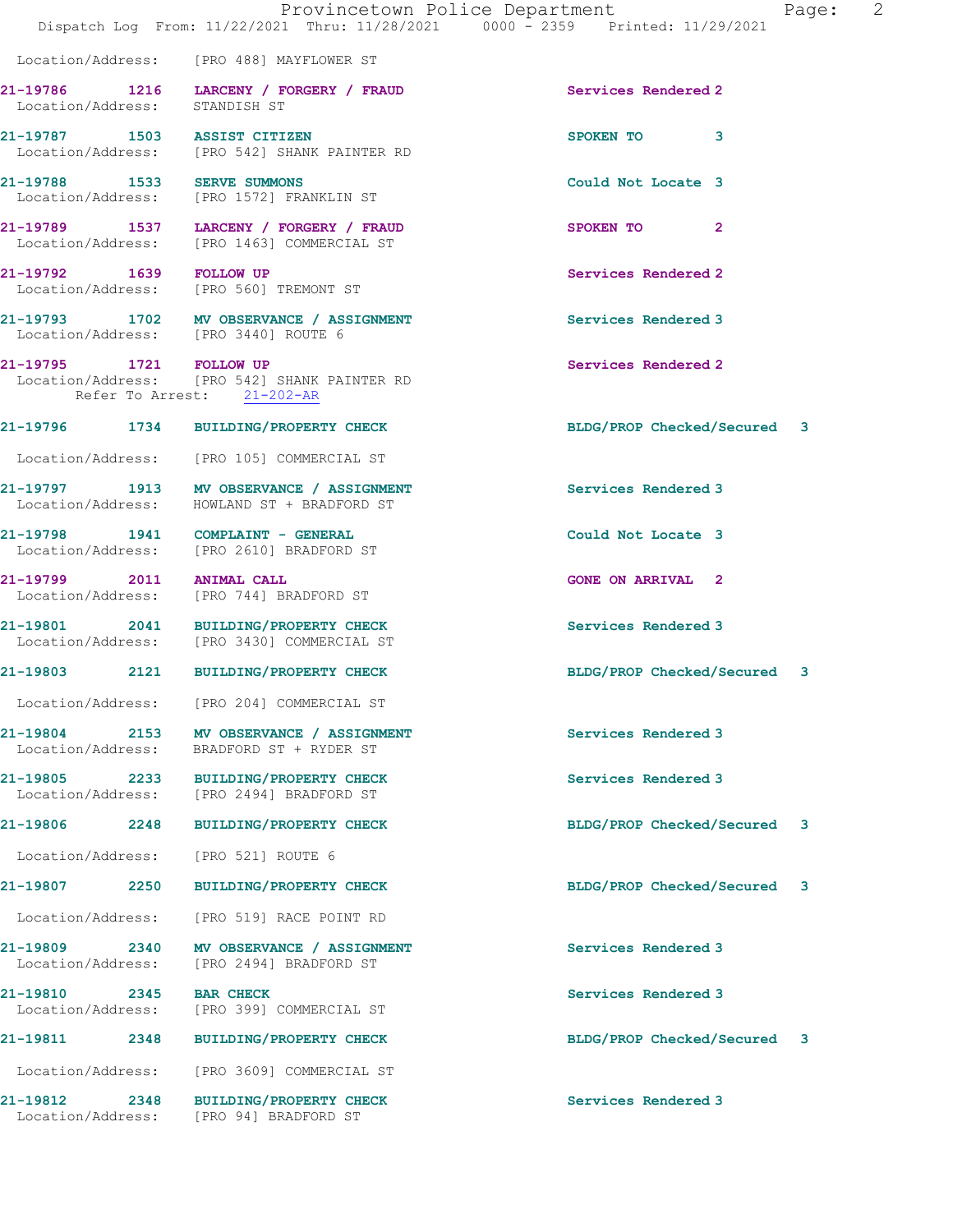Location/Address: [PRO 488] MAYFLOWER ST

**21-19786 1216 LARCENY / FORGERY / FRAUD** Services Rendered 2
Location/Address: STANDISH ST

**21-19787 1503 ASSIST CITIZEN** SPOKEN TO 3
Location/Address: [PRO 542] SHANK PAINTER RD

**21-19788 1533 SERVE SUMMONS** Could Not Locate 3
Location/Address: [PRO 1572] FRANKLIN ST

**21-19789 1537 LARCENY / FORGERY / FRAUD** SPOKEN TO 2
Location/Address: [PRO 1463] COMMERCIAL ST

**21-19792 1639 FOLLOW UP** Services Rendered 2
Location/Address: [PRO 560] TREMONT ST

**21-19793 1702 MV OBSERVANCE / ASSIGNMENT** Services Rendered 3
Location/Address: [PRO 3440] ROUTE 6

**21-19795 1721 FOLLOW UP** Services Rendered 2
Location/Address: [PRO 542] SHANK PAINTER RD
Refer To Arrest: 21-202-AR

**21-19796 1734 BUILDING/PROPERTY CHECK** BLDG/PROP Checked/Secured 3
Location/Address: [PRO 105] COMMERCIAL ST

**21-19797 1913 MV OBSERVANCE / ASSIGNMENT** Services Rendered 3
Location/Address: HOWLAND ST + BRADFORD ST

**21-19798 1941 COMPLAINT - GENERAL** Could Not Locate 3
Location/Address: [PRO 2610] BRADFORD ST

**21-19799 2011 ANIMAL CALL** GONE ON ARRIVAL 2
Location/Address: [PRO 744] BRADFORD ST

**21-19801 2041 BUILDING/PROPERTY CHECK** Services Rendered 3
Location/Address: [PRO 3430] COMMERCIAL ST

**21-19803 2121 BUILDING/PROPERTY CHECK** BLDG/PROP Checked/Secured 3
Location/Address: [PRO 204] COMMERCIAL ST

**21-19804 2153 MV OBSERVANCE / ASSIGNMENT** Services Rendered 3
Location/Address: BRADFORD ST + RYDER ST

**21-19805 2233 BUILDING/PROPERTY CHECK** Services Rendered 3
Location/Address: [PRO 2494] BRADFORD ST

**21-19806 2248 BUILDING/PROPERTY CHECK** BLDG/PROP Checked/Secured 3
Location/Address: [PRO 521] ROUTE 6

**21-19807 2250 BUILDING/PROPERTY CHECK** BLDG/PROP Checked/Secured 3
Location/Address: [PRO 519] RACE POINT RD

**21-19809 2340 MV OBSERVANCE / ASSIGNMENT** Services Rendered 3
Location/Address: [PRO 2494] BRADFORD ST

**21-19810 2345 BAR CHECK** Services Rendered 3
Location/Address: [PRO 399] COMMERCIAL ST

**21-19811 2348 BUILDING/PROPERTY CHECK** BLDG/PROP Checked/Secured 3
Location/Address: [PRO 3609] COMMERCIAL ST

**21-19812 2348 BUILDING/PROPERTY CHECK** Services Rendered 3
Location/Address: [PRO 94] BRADFORD ST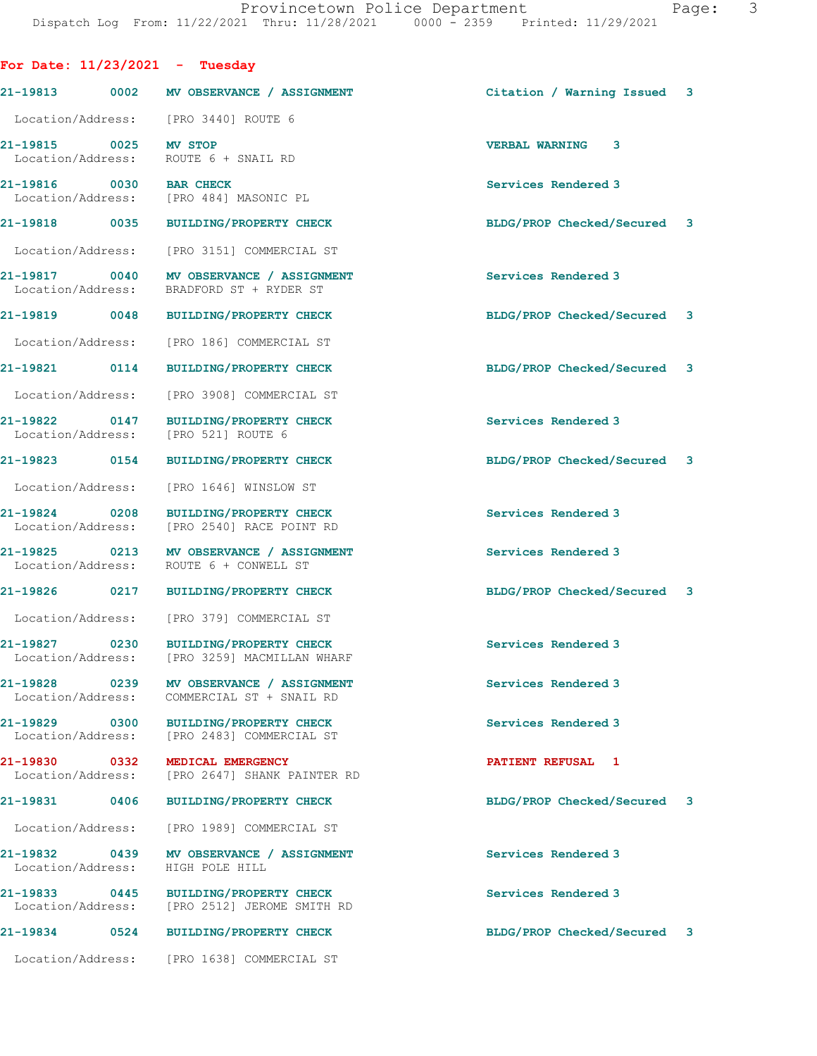**For Date: 11/23/2021 - Tuesday**

| Call Number | Time | Call Reason | Action | Priority |
|---|---|---|---|---|
| 21-19813 | 0002 | MV OBSERVANCE / ASSIGNMENT | Citation / Warning Issued | 3 |
| Location/Address: | | [PRO 3440] ROUTE 6 | | |
| 21-19815 | 0025 | MV STOP | VERBAL WARNING | 3 |
| Location/Address: | | ROUTE 6 + SNAIL RD | | |
| 21-19816 | 0030 | BAR CHECK | Services Rendered | 3 |
| Location/Address: | | [PRO 484] MASONIC PL | | |
| 21-19818 | 0035 | BUILDING/PROPERTY CHECK | BLDG/PROP Checked/Secured | 3 |
| Location/Address: | | [PRO 3151] COMMERCIAL ST | | |
| 21-19817 | 0040 | MV OBSERVANCE / ASSIGNMENT | Services Rendered | 3 |
| Location/Address: | | BRADFORD ST + RYDER ST | | |
| 21-19819 | 0048 | BUILDING/PROPERTY CHECK | BLDG/PROP Checked/Secured | 3 |
| Location/Address: | | [PRO 186] COMMERCIAL ST | | |
| 21-19821 | 0114 | BUILDING/PROPERTY CHECK | BLDG/PROP Checked/Secured | 3 |
| Location/Address: | | [PRO 3908] COMMERCIAL ST | | |
| 21-19822 | 0147 | BUILDING/PROPERTY CHECK | Services Rendered | 3 |
| Location/Address: | | [PRO 521] ROUTE 6 | | |
| 21-19823 | 0154 | BUILDING/PROPERTY CHECK | BLDG/PROP Checked/Secured | 3 |
| Location/Address: | | [PRO 1646] WINSLOW ST | | |
| 21-19824 | 0208 | BUILDING/PROPERTY CHECK | Services Rendered | 3 |
| Location/Address: | | [PRO 2540] RACE POINT RD | | |
| 21-19825 | 0213 | MV OBSERVANCE / ASSIGNMENT | Services Rendered | 3 |
| Location/Address: | | ROUTE 6 + CONWELL ST | | |
| 21-19826 | 0217 | BUILDING/PROPERTY CHECK | BLDG/PROP Checked/Secured | 3 |
| Location/Address: | | [PRO 379] COMMERCIAL ST | | |
| 21-19827 | 0230 | BUILDING/PROPERTY CHECK | Services Rendered | 3 |
| Location/Address: | | [PRO 3259] MACMILLAN WHARF | | |
| 21-19828 | 0239 | MV OBSERVANCE / ASSIGNMENT | Services Rendered | 3 |
| Location/Address: | | COMMERCIAL ST + SNAIL RD | | |
| 21-19829 | 0300 | BUILDING/PROPERTY CHECK | Services Rendered | 3 |
| Location/Address: | | [PRO 2483] COMMERCIAL ST | | |
| 21-19830 | 0332 | MEDICAL EMERGENCY | PATIENT REFUSAL | 1 |
| Location/Address: | | [PRO 2647] SHANK PAINTER RD | | |
| 21-19831 | 0406 | BUILDING/PROPERTY CHECK | BLDG/PROP Checked/Secured | 3 |
| Location/Address: | | [PRO 1989] COMMERCIAL ST | | |
| 21-19832 | 0439 | MV OBSERVANCE / ASSIGNMENT | Services Rendered | 3 |
| Location/Address: | | HIGH POLE HILL | | |
| 21-19833 | 0445 | BUILDING/PROPERTY CHECK | Services Rendered | 3 |
| Location/Address: | | [PRO 2512] JEROME SMITH RD | | |
| 21-19834 | 0524 | BUILDING/PROPERTY CHECK | BLDG/PROP Checked/Secured | 3 |
| Location/Address: | | [PRO 1638] COMMERCIAL ST | | |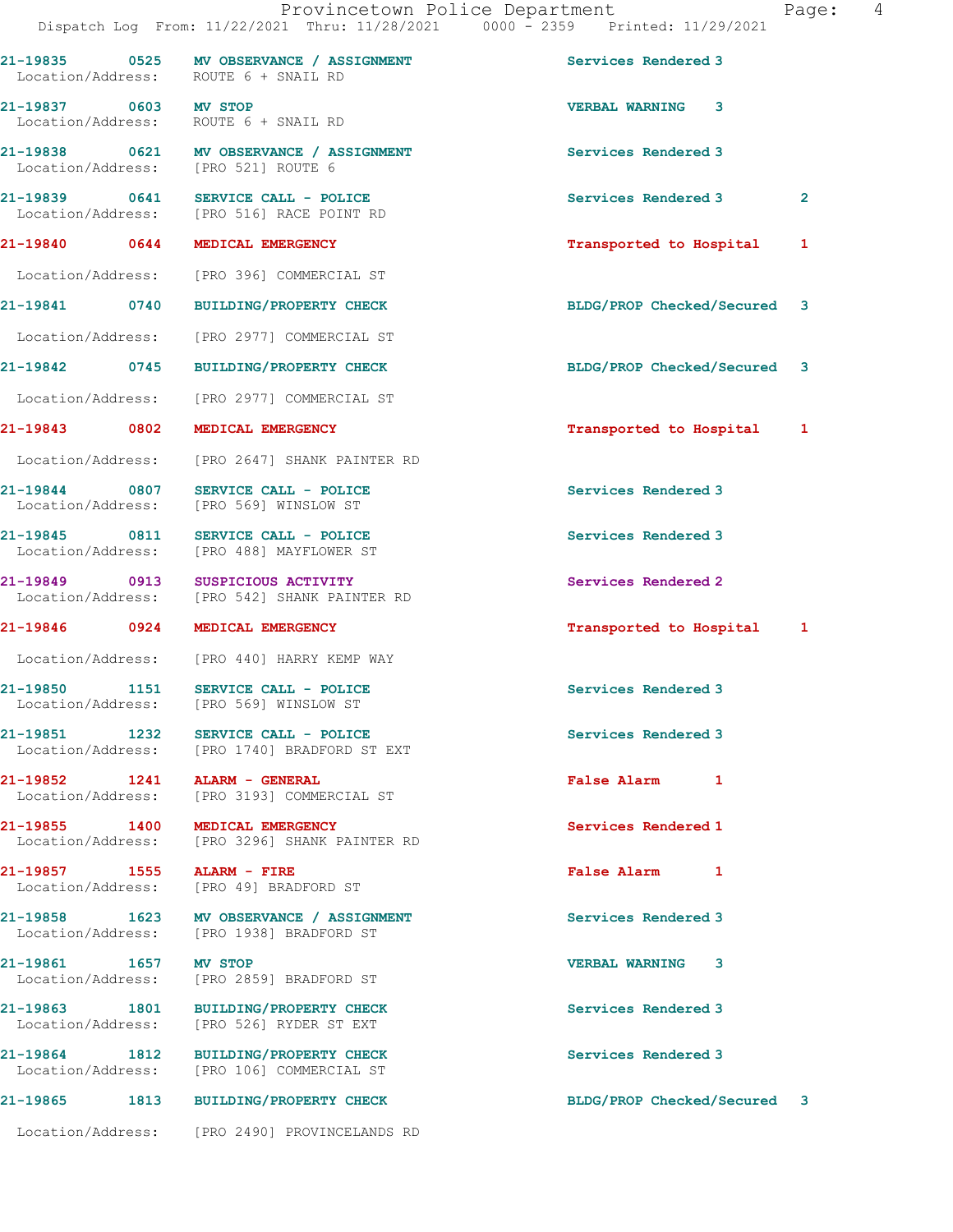21-19835 0525 MV OBSERVANCE / ASSIGNMENT Services Rendered 3
Location/Address: ROUTE 6 + SNAIL RD

21-19837 0603 MV STOP VERBAL WARNING 3
Location/Address: ROUTE 6 + SNAIL RD

21-19838 0621 MV OBSERVANCE / ASSIGNMENT Services Rendered 3
Location/Address: [PRO 521] ROUTE 6

21-19839 0641 SERVICE CALL - POLICE Services Rendered 3 2
Location/Address: [PRO 516] RACE POINT RD

21-19840 0644 MEDICAL EMERGENCY Transported to Hospital 1
Location/Address: [PRO 396] COMMERCIAL ST

21-19841 0740 BUILDING/PROPERTY CHECK BLDG/PROP Checked/Secured 3
Location/Address: [PRO 2977] COMMERCIAL ST

21-19842 0745 BUILDING/PROPERTY CHECK BLDG/PROP Checked/Secured 3
Location/Address: [PRO 2977] COMMERCIAL ST

21-19843 0802 MEDICAL EMERGENCY Transported to Hospital 1
Location/Address: [PRO 2647] SHANK PAINTER RD

21-19844 0807 SERVICE CALL - POLICE Services Rendered 3
Location/Address: [PRO 569] WINSLOW ST

21-19845 0811 SERVICE CALL - POLICE Services Rendered 3
Location/Address: [PRO 488] MAYFLOWER ST

21-19849 0913 SUSPICIOUS ACTIVITY Services Rendered 2
Location/Address: [PRO 542] SHANK PAINTER RD

21-19846 0924 MEDICAL EMERGENCY Transported to Hospital 1
Location/Address: [PRO 440] HARRY KEMP WAY

21-19850 1151 SERVICE CALL - POLICE Services Rendered 3
Location/Address: [PRO 569] WINSLOW ST

21-19851 1232 SERVICE CALL - POLICE Services Rendered 3
Location/Address: [PRO 1740] BRADFORD ST EXT

21-19852 1241 ALARM - GENERAL False Alarm 1
Location/Address: [PRO 3193] COMMERCIAL ST

21-19855 1400 MEDICAL EMERGENCY Services Rendered 1
Location/Address: [PRO 3296] SHANK PAINTER RD

21-19857 1555 ALARM - FIRE False Alarm 1
Location/Address: [PRO 49] BRADFORD ST

21-19858 1623 MV OBSERVANCE / ASSIGNMENT Services Rendered 3
Location/Address: [PRO 1938] BRADFORD ST

21-19861 1657 MV STOP VERBAL WARNING 3
Location/Address: [PRO 2859] BRADFORD ST

21-19863 1801 BUILDING/PROPERTY CHECK Services Rendered 3
Location/Address: [PRO 526] RYDER ST EXT

21-19864 1812 BUILDING/PROPERTY CHECK Services Rendered 3
Location/Address: [PRO 106] COMMERCIAL ST

21-19865 1813 BUILDING/PROPERTY CHECK BLDG/PROP Checked/Secured 3
Location/Address: [PRO 2490] PROVINCELANDS RD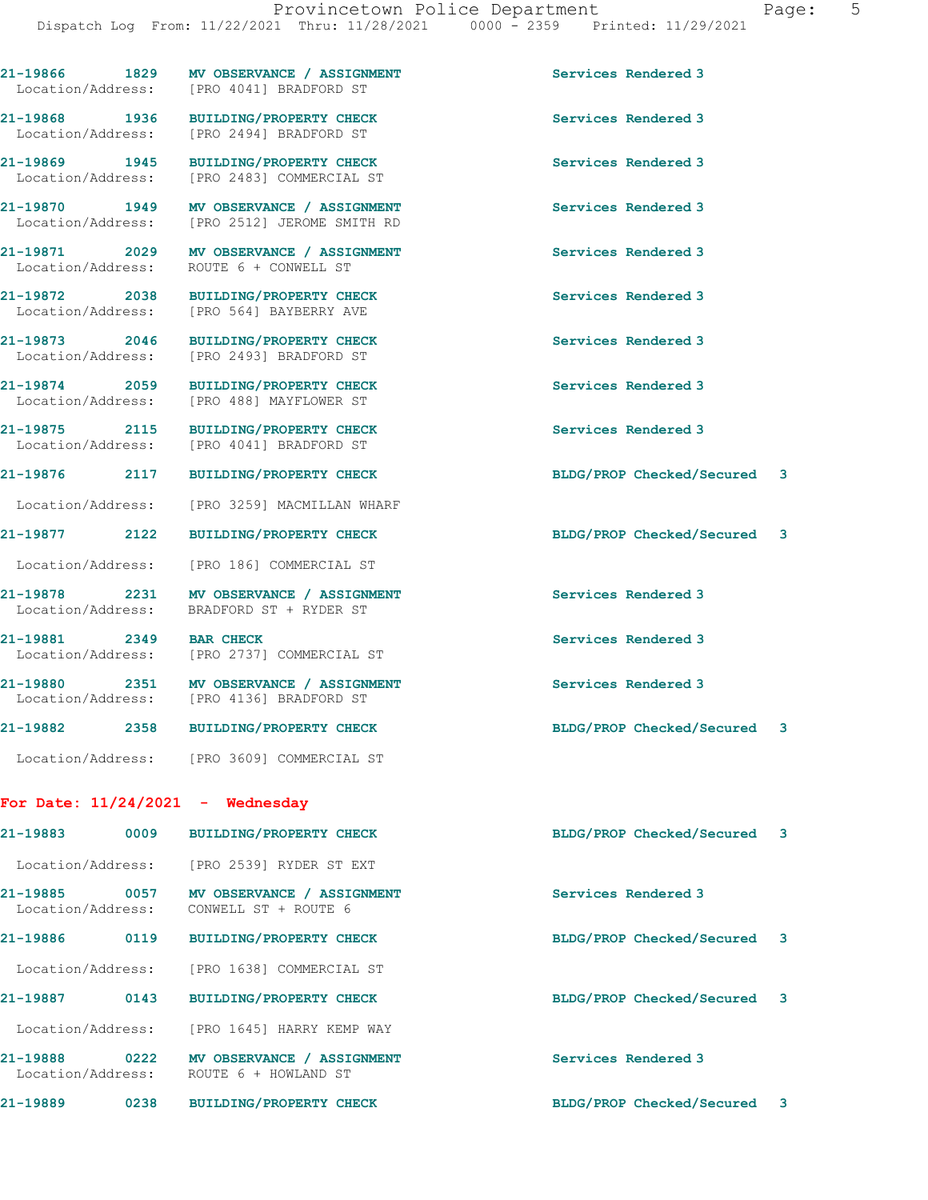21-19866 1829 **MV OBSERVANCE / ASSIGNMENT** Services Rendered 3
Location/Address: [PRO 4041] BRADFORD ST

21-19868 1936 **BUILDING/PROPERTY CHECK** Services Rendered 3
Location/Address: [PRO 2494] BRADFORD ST

21-19869 1945 **BUILDING/PROPERTY CHECK** Services Rendered 3
Location/Address: [PRO 2483] COMMERCIAL ST

21-19870 1949 **MV OBSERVANCE / ASSIGNMENT** Services Rendered 3
Location/Address: [PRO 2512] JEROME SMITH RD

21-19871 2029 **MV OBSERVANCE / ASSIGNMENT** Services Rendered 3
Location/Address: ROUTE 6 + CONWELL ST

21-19872 2038 **BUILDING/PROPERTY CHECK** Services Rendered 3
Location/Address: [PRO 564] BAYBERRY AVE

21-19873 2046 **BUILDING/PROPERTY CHECK** Services Rendered 3
Location/Address: [PRO 2493] BRADFORD ST

21-19874 2059 **BUILDING/PROPERTY CHECK** Services Rendered 3
Location/Address: [PRO 488] MAYFLOWER ST

21-19875 2115 **BUILDING/PROPERTY CHECK** Services Rendered 3
Location/Address: [PRO 4041] BRADFORD ST

21-19876 2117 **BUILDING/PROPERTY CHECK** BLDG/PROP Checked/Secured 3
Location/Address: [PRO 3259] MACMILLAN WHARF

21-19877 2122 **BUILDING/PROPERTY CHECK** BLDG/PROP Checked/Secured 3
Location/Address: [PRO 186] COMMERCIAL ST

21-19878 2231 **MV OBSERVANCE / ASSIGNMENT** Services Rendered 3
Location/Address: BRADFORD ST + RYDER ST

21-19881 2349 **BAR CHECK** Services Rendered 3
Location/Address: [PRO 2737] COMMERCIAL ST

21-19880 2351 **MV OBSERVANCE / ASSIGNMENT** Services Rendered 3
Location/Address: [PRO 4136] BRADFORD ST

21-19882 2358 **BUILDING/PROPERTY CHECK** BLDG/PROP Checked/Secured 3
Location/Address: [PRO 3609] COMMERCIAL ST

**For Date: 11/24/2021 - Wednesday**

21-19883 0009 **BUILDING/PROPERTY CHECK** BLDG/PROP Checked/Secured 3
Location/Address: [PRO 2539] RYDER ST EXT

21-19885 0057 **MV OBSERVANCE / ASSIGNMENT** Services Rendered 3
Location/Address: CONWELL ST + ROUTE 6

21-19886 0119 **BUILDING/PROPERTY CHECK** BLDG/PROP Checked/Secured 3
Location/Address: [PRO 1638] COMMERCIAL ST

21-19887 0143 **BUILDING/PROPERTY CHECK** BLDG/PROP Checked/Secured 3
Location/Address: [PRO 1645] HARRY KEMP WAY

21-19888 0222 **MV OBSERVANCE / ASSIGNMENT** Services Rendered 3
Location/Address: ROUTE 6 + HOWLAND ST

21-19889 0238 **BUILDING/PROPERTY CHECK** BLDG/PROP Checked/Secured 3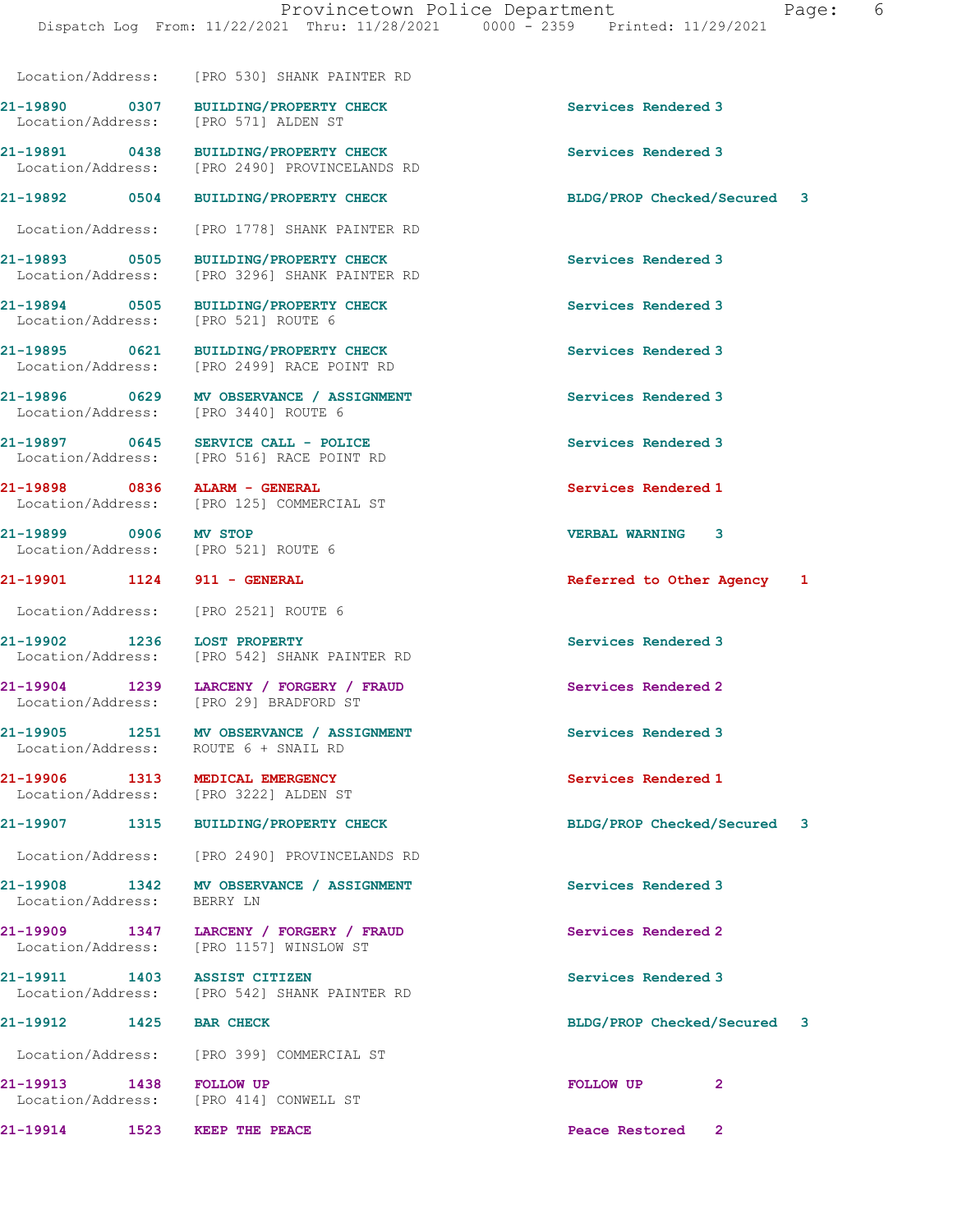Location/Address: [PRO 530] SHANK PAINTER RD

| Call # | Time | Call Reason | Action | Priority |
|---|---|---|---|---|
| 21-19890 | 0307 | BUILDING/PROPERTY CHECK | Services Rendered | 3 |
| | | Location/Address: [PRO 571] ALDEN ST | | |
| 21-19891 | 0438 | BUILDING/PROPERTY CHECK | Services Rendered | 3 |
| | | Location/Address: [PRO 2490] PROVINCELANDS RD | | |
| 21-19892 | 0504 | BUILDING/PROPERTY CHECK | BLDG/PROP Checked/Secured | 3 |
| | | Location/Address: [PRO 1778] SHANK PAINTER RD | | |
| 21-19893 | 0505 | BUILDING/PROPERTY CHECK | Services Rendered | 3 |
| | | Location/Address: [PRO 3296] SHANK PAINTER RD | | |
| 21-19894 | 0505 | BUILDING/PROPERTY CHECK | Services Rendered | 3 |
| | | Location/Address: [PRO 521] ROUTE 6 | | |
| 21-19895 | 0621 | BUILDING/PROPERTY CHECK | Services Rendered | 3 |
| | | Location/Address: [PRO 2499] RACE POINT RD | | |
| 21-19896 | 0629 | MV OBSERVANCE / ASSIGNMENT | Services Rendered | 3 |
| | | Location/Address: [PRO 3440] ROUTE 6 | | |
| 21-19897 | 0645 | SERVICE CALL - POLICE | Services Rendered | 3 |
| | | Location/Address: [PRO 516] RACE POINT RD | | |
| 21-19898 | 0836 | ALARM - GENERAL | Services Rendered | 1 |
| | | Location/Address: [PRO 125] COMMERCIAL ST | | |
| 21-19899 | 0906 | MV STOP | VERBAL WARNING | 3 |
| | | Location/Address: [PRO 521] ROUTE 6 | | |
| 21-19901 | 1124 | 911 - GENERAL | Referred to Other Agency | 1 |
| | | Location/Address: [PRO 2521] ROUTE 6 | | |
| 21-19902 | 1236 | LOST PROPERTY | Services Rendered | 3 |
| | | Location/Address: [PRO 542] SHANK PAINTER RD | | |
| 21-19904 | 1239 | LARCENY / FORGERY / FRAUD | Services Rendered | 2 |
| | | Location/Address: [PRO 29] BRADFORD ST | | |
| 21-19905 | 1251 | MV OBSERVANCE / ASSIGNMENT | Services Rendered | 3 |
| | | Location/Address: ROUTE 6 + SNAIL RD | | |
| 21-19906 | 1313 | MEDICAL EMERGENCY | Services Rendered | 1 |
| | | Location/Address: [PRO 3222] ALDEN ST | | |
| 21-19907 | 1315 | BUILDING/PROPERTY CHECK | BLDG/PROP Checked/Secured | 3 |
| | | Location/Address: [PRO 2490] PROVINCELANDS RD | | |
| 21-19908 | 1342 | MV OBSERVANCE / ASSIGNMENT | Services Rendered | 3 |
| | | Location/Address: BERRY LN | | |
| 21-19909 | 1347 | LARCENY / FORGERY / FRAUD | Services Rendered | 2 |
| | | Location/Address: [PRO 1157] WINSLOW ST | | |
| 21-19911 | 1403 | ASSIST CITIZEN | Services Rendered | 3 |
| | | Location/Address: [PRO 542] SHANK PAINTER RD | | |
| 21-19912 | 1425 | BAR CHECK | BLDG/PROP Checked/Secured | 3 |
| | | Location/Address: [PRO 399] COMMERCIAL ST | | |
| 21-19913 | 1438 | FOLLOW UP | FOLLOW UP | 2 |
| | | Location/Address: [PRO 414] CONWELL ST | | |
| 21-19914 | 1523 | KEEP THE PEACE | Peace Restored | 2 |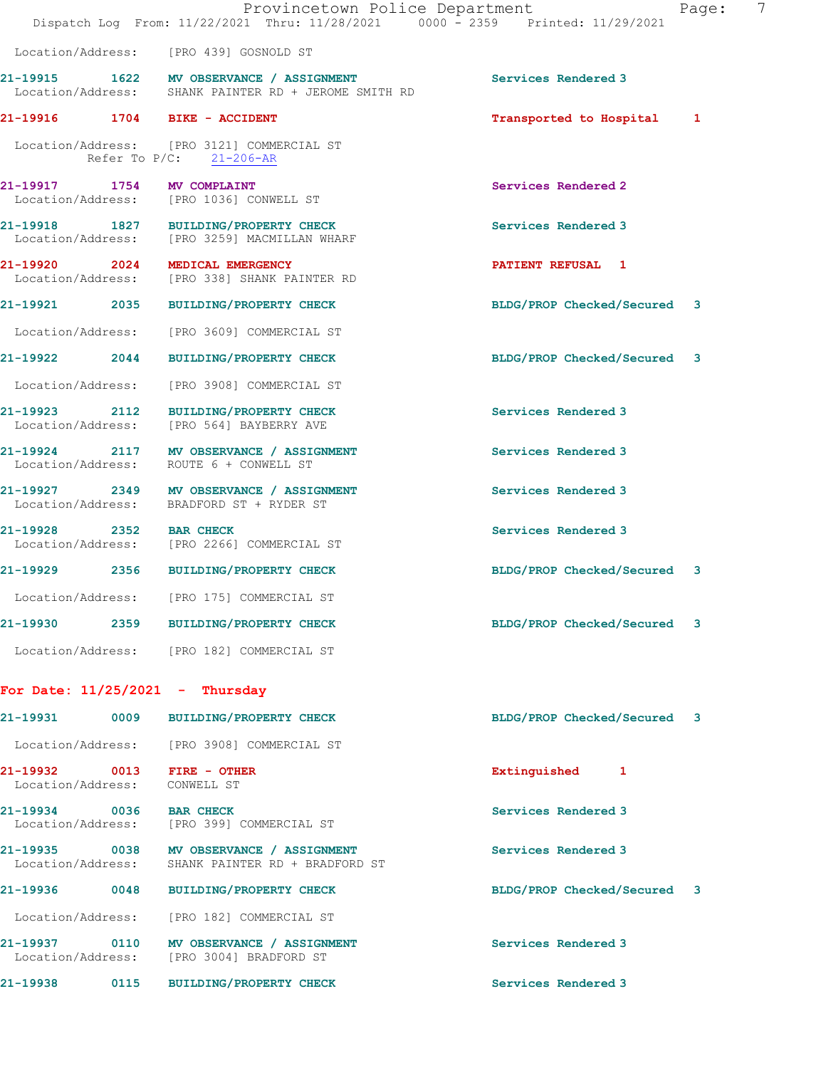Location/Address: [PRO 439] GOSNOLD ST

**21-19915 1622 MV OBSERVANCE / ASSIGNMENT** Services Rendered 3
Location/Address: SHANK PAINTER RD + JEROME SMITH RD

**21-19916 1704 BIKE - ACCIDENT** Transported to Hospital 1
Location/Address: [PRO 3121] COMMERCIAL ST
Refer To P/C: 21-206-AR

**21-19917 1754 MV COMPLAINT** Services Rendered 2
Location/Address: [PRO 1036] CONWELL ST

**21-19918 1827 BUILDING/PROPERTY CHECK** Services Rendered 3
Location/Address: [PRO 3259] MACMILLAN WHARF

**21-19920 2024 MEDICAL EMERGENCY** PATIENT REFUSAL 1
Location/Address: [PRO 338] SHANK PAINTER RD

**21-19921 2035 BUILDING/PROPERTY CHECK** BLDG/PROP Checked/Secured 3
Location/Address: [PRO 3609] COMMERCIAL ST

**21-19922 2044 BUILDING/PROPERTY CHECK** BLDG/PROP Checked/Secured 3
Location/Address: [PRO 3908] COMMERCIAL ST

**21-19923 2112 BUILDING/PROPERTY CHECK** Services Rendered 3
Location/Address: [PRO 564] BAYBERRY AVE

**21-19924 2117 MV OBSERVANCE / ASSIGNMENT** Services Rendered 3
Location/Address: ROUTE 6 + CONWELL ST

**21-19927 2349 MV OBSERVANCE / ASSIGNMENT** Services Rendered 3
Location/Address: BRADFORD ST + RYDER ST

**21-19928 2352 BAR CHECK** Services Rendered 3
Location/Address: [PRO 2266] COMMERCIAL ST

**21-19929 2356 BUILDING/PROPERTY CHECK** BLDG/PROP Checked/Secured 3
Location/Address: [PRO 175] COMMERCIAL ST

**21-19930 2359 BUILDING/PROPERTY CHECK** BLDG/PROP Checked/Secured 3
Location/Address: [PRO 182] COMMERCIAL ST

## For Date: 11/25/2021 - Thursday

**21-19931 0009 BUILDING/PROPERTY CHECK** BLDG/PROP Checked/Secured 3
Location/Address: [PRO 3908] COMMERCIAL ST

**21-19932 0013 FIRE - OTHER** Extinguished 1
Location/Address: CONWELL ST

**21-19934 0036 BAR CHECK** Services Rendered 3
Location/Address: [PRO 399] COMMERCIAL ST

**21-19935 0038 MV OBSERVANCE / ASSIGNMENT** Services Rendered 3
Location/Address: SHANK PAINTER RD + BRADFORD ST

**21-19936 0048 BUILDING/PROPERTY CHECK** BLDG/PROP Checked/Secured 3
Location/Address: [PRO 182] COMMERCIAL ST

**21-19937 0110 MV OBSERVANCE / ASSIGNMENT** Services Rendered 3
Location/Address: [PRO 3004] BRADFORD ST

**21-19938 0115 BUILDING/PROPERTY CHECK** Services Rendered 3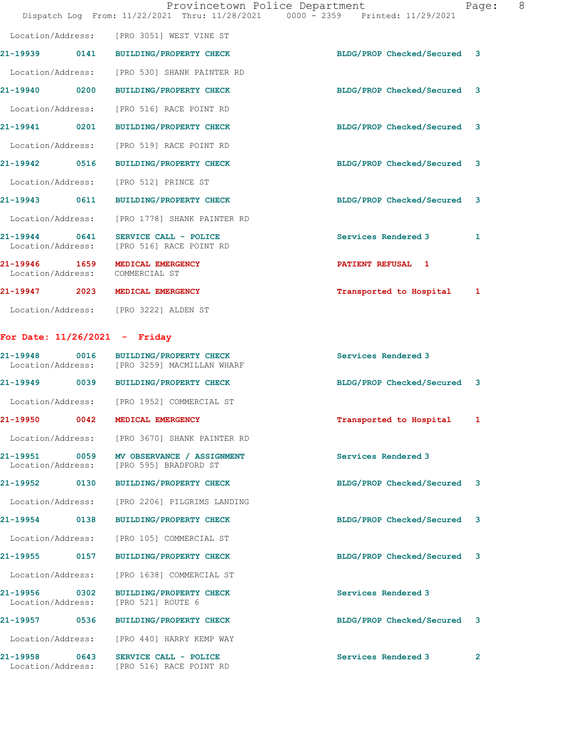Location/Address: [PRO 3051] WEST VINE ST

21-19939 0141 BUILDING/PROPERTY CHECK BLDG/PROP Checked/Secured 3

Location/Address: [PRO 530] SHANK PAINTER RD

21-19940 0200 BUILDING/PROPERTY CHECK BLDG/PROP Checked/Secured 3

Location/Address: [PRO 516] RACE POINT RD

21-19941 0201 BUILDING/PROPERTY CHECK BLDG/PROP Checked/Secured 3

Location/Address: [PRO 519] RACE POINT RD

21-19942 0516 BUILDING/PROPERTY CHECK BLDG/PROP Checked/Secured 3

Location/Address: [PRO 512] PRINCE ST

21-19943 0611 BUILDING/PROPERTY CHECK BLDG/PROP Checked/Secured 3

Location/Address: [PRO 1778] SHANK PAINTER RD

21-19944 0641 SERVICE CALL - POLICE Services Rendered 3 1
Location/Address: [PRO 516] RACE POINT RD

21-19946 1659 MEDICAL EMERGENCY PATIENT REFUSAL 1
Location/Address: COMMERCIAL ST

21-19947 2023 MEDICAL EMERGENCY Transported to Hospital 1

Location/Address: [PRO 3222] ALDEN ST

**For Date: 11/26/2021 - Friday**

21-19948 0016 BUILDING/PROPERTY CHECK Services Rendered 3
Location/Address: [PRO 3259] MACMILLAN WHARF

21-19949 0039 BUILDING/PROPERTY CHECK BLDG/PROP Checked/Secured 3

Location/Address: [PRO 1952] COMMERCIAL ST

21-19950 0042 MEDICAL EMERGENCY Transported to Hospital 1

Location/Address: [PRO 3670] SHANK PAINTER RD

21-19951 0059 MV OBSERVANCE / ASSIGNMENT Services Rendered 3
Location/Address: [PRO 595] BRADFORD ST

21-19952 0130 BUILDING/PROPERTY CHECK BLDG/PROP Checked/Secured 3

Location/Address: [PRO 2206] PILGRIMS LANDING

21-19954 0138 BUILDING/PROPERTY CHECK BLDG/PROP Checked/Secured 3

Location/Address: [PRO 105] COMMERCIAL ST

21-19955 0157 BUILDING/PROPERTY CHECK BLDG/PROP Checked/Secured 3

Location/Address: [PRO 1638] COMMERCIAL ST

21-19956 0302 BUILDING/PROPERTY CHECK Services Rendered 3
Location/Address: [PRO 521] ROUTE 6

21-19957 0536 BUILDING/PROPERTY CHECK BLDG/PROP Checked/Secured 3

Location/Address: [PRO 440] HARRY KEMP WAY

21-19958 0643 SERVICE CALL - POLICE Services Rendered 3 2
Location/Address: [PRO 516] RACE POINT RD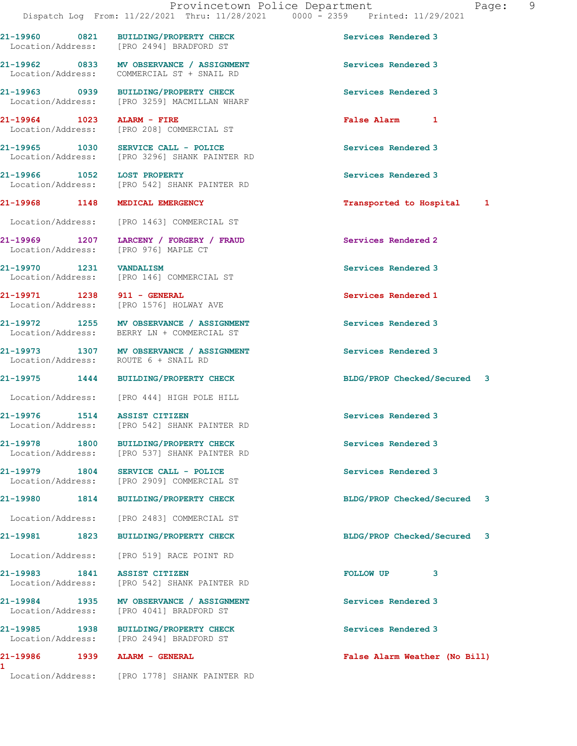21-19960 0821 BUILDING/PROPERTY CHECK Services Rendered 3
Location/Address: [PRO 2494] BRADFORD ST

21-19962 0833 MV OBSERVANCE / ASSIGNMENT Services Rendered 3
Location/Address: COMMERCIAL ST + SNAIL RD

21-19963 0939 BUILDING/PROPERTY CHECK Services Rendered 3
Location/Address: [PRO 3259] MACMILLAN WHARF

21-19964 1023 ALARM - FIRE False Alarm 1
Location/Address: [PRO 208] COMMERCIAL ST

21-19965 1030 SERVICE CALL - POLICE Services Rendered 3
Location/Address: [PRO 3296] SHANK PAINTER RD

21-19966 1052 LOST PROPERTY Services Rendered 3
Location/Address: [PRO 542] SHANK PAINTER RD

21-19968 1148 MEDICAL EMERGENCY Transported to Hospital 1
Location/Address: [PRO 1463] COMMERCIAL ST

21-19969 1207 LARCENY / FORGERY / FRAUD Services Rendered 2
Location/Address: [PRO 976] MAPLE CT

21-19970 1231 VANDALISM Services Rendered 3
Location/Address: [PRO 146] COMMERCIAL ST

21-19971 1238 911 - GENERAL Services Rendered 1
Location/Address: [PRO 1576] HOLWAY AVE

21-19972 1255 MV OBSERVANCE / ASSIGNMENT Services Rendered 3
Location/Address: BERRY LN + COMMERCIAL ST

21-19973 1307 MV OBSERVANCE / ASSIGNMENT Services Rendered 3
Location/Address: ROUTE 6 + SNAIL RD

21-19975 1444 BUILDING/PROPERTY CHECK BLDG/PROP Checked/Secured 3
Location/Address: [PRO 444] HIGH POLE HILL

21-19976 1514 ASSIST CITIZEN Services Rendered 3
Location/Address: [PRO 542] SHANK PAINTER RD

21-19978 1800 BUILDING/PROPERTY CHECK Services Rendered 3
Location/Address: [PRO 537] SHANK PAINTER RD

21-19979 1804 SERVICE CALL - POLICE Services Rendered 3
Location/Address: [PRO 2909] COMMERCIAL ST

21-19980 1814 BUILDING/PROPERTY CHECK BLDG/PROP Checked/Secured 3
Location/Address: [PRO 2483] COMMERCIAL ST

21-19981 1823 BUILDING/PROPERTY CHECK BLDG/PROP Checked/Secured 3
Location/Address: [PRO 519] RACE POINT RD

21-19983 1841 ASSIST CITIZEN FOLLOW UP 3
Location/Address: [PRO 542] SHANK PAINTER RD

21-19984 1935 MV OBSERVANCE / ASSIGNMENT Services Rendered 3
Location/Address: [PRO 4041] BRADFORD ST

21-19985 1938 BUILDING/PROPERTY CHECK Services Rendered 3
Location/Address: [PRO 2494] BRADFORD ST

21-19986 1939 ALARM - GENERAL False Alarm Weather (No Bill) 1
Location/Address: [PRO 1778] SHANK PAINTER RD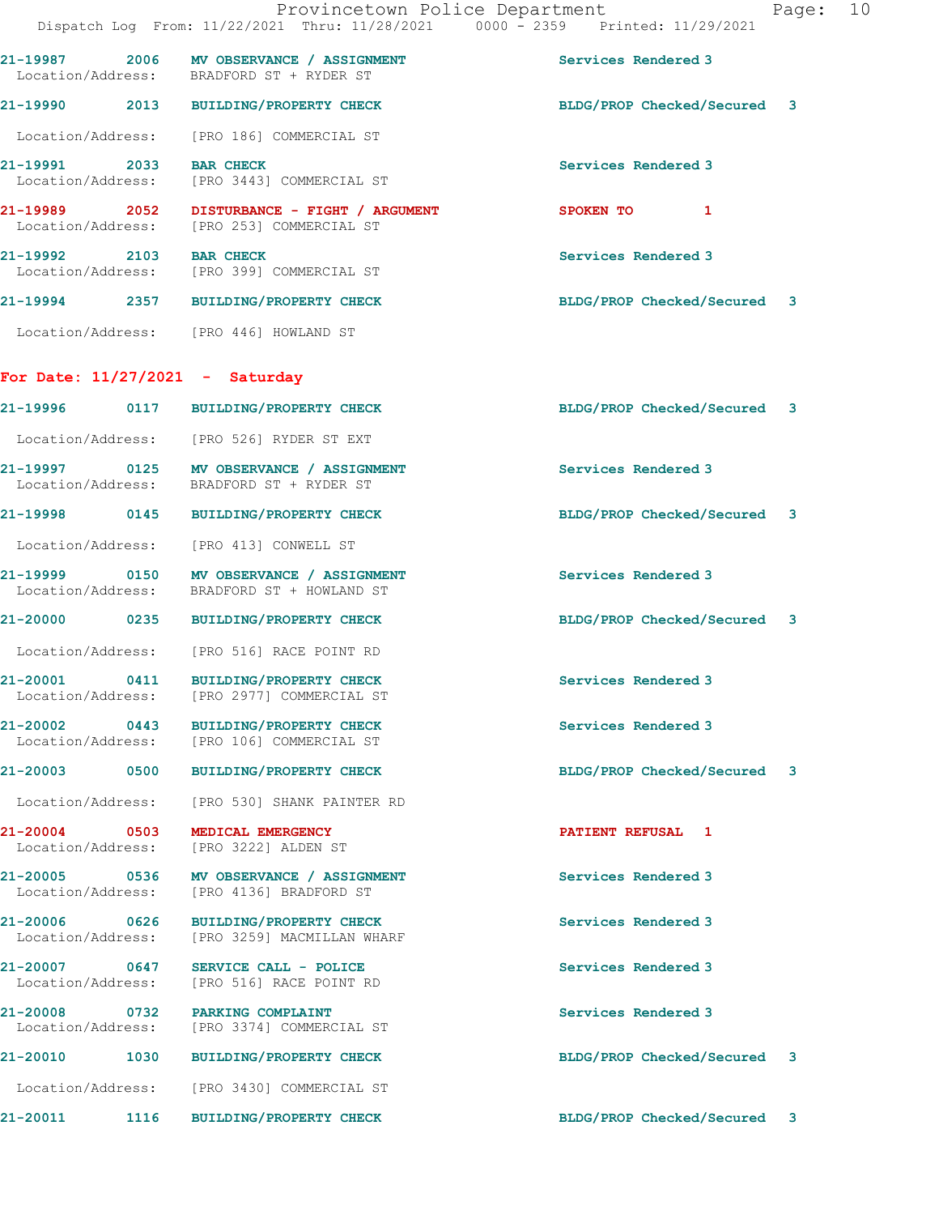21-19987 2006 MV OBSERVANCE / ASSIGNMENT Services Rendered 3
Location/Address: BRADFORD ST + RYDER ST

21-19990 2013 BUILDING/PROPERTY CHECK BLDG/PROP Checked/Secured 3
Location/Address: [PRO 186] COMMERCIAL ST

21-19991 2033 BAR CHECK Services Rendered 3
Location/Address: [PRO 3443] COMMERCIAL ST

21-19989 2052 DISTURBANCE - FIGHT / ARGUMENT SPOKEN TO 1
Location/Address: [PRO 253] COMMERCIAL ST

21-19992 2103 BAR CHECK Services Rendered 3
Location/Address: [PRO 399] COMMERCIAL ST

21-19994 2357 BUILDING/PROPERTY CHECK BLDG/PROP Checked/Secured 3
Location/Address: [PRO 446] HOWLAND ST

**For Date: 11/27/2021 - Saturday**

21-19996 0117 BUILDING/PROPERTY CHECK BLDG/PROP Checked/Secured 3
Location/Address: [PRO 526] RYDER ST EXT

21-19997 0125 MV OBSERVANCE / ASSIGNMENT Services Rendered 3
Location/Address: BRADFORD ST + RYDER ST

21-19998 0145 BUILDING/PROPERTY CHECK BLDG/PROP Checked/Secured 3
Location/Address: [PRO 413] CONWELL ST

21-19999 0150 MV OBSERVANCE / ASSIGNMENT Services Rendered 3
Location/Address: BRADFORD ST + HOWLAND ST

21-20000 0235 BUILDING/PROPERTY CHECK BLDG/PROP Checked/Secured 3
Location/Address: [PRO 516] RACE POINT RD

21-20001 0411 BUILDING/PROPERTY CHECK Services Rendered 3
Location/Address: [PRO 2977] COMMERCIAL ST

21-20002 0443 BUILDING/PROPERTY CHECK Services Rendered 3
Location/Address: [PRO 106] COMMERCIAL ST

21-20003 0500 BUILDING/PROPERTY CHECK BLDG/PROP Checked/Secured 3
Location/Address: [PRO 530] SHANK PAINTER RD

21-20004 0503 MEDICAL EMERGENCY PATIENT REFUSAL 1
Location/Address: [PRO 3222] ALDEN ST

21-20005 0536 MV OBSERVANCE / ASSIGNMENT Services Rendered 3
Location/Address: [PRO 4136] BRADFORD ST

21-20006 0626 BUILDING/PROPERTY CHECK Services Rendered 3
Location/Address: [PRO 3259] MACMILLAN WHARF

21-20007 0647 SERVICE CALL - POLICE Services Rendered 3
Location/Address: [PRO 516] RACE POINT RD

21-20008 0732 PARKING COMPLAINT Services Rendered 3
Location/Address: [PRO 3374] COMMERCIAL ST

21-20010 1030 BUILDING/PROPERTY CHECK BLDG/PROP Checked/Secured 3
Location/Address: [PRO 3430] COMMERCIAL ST

21-20011 1116 BUILDING/PROPERTY CHECK BLDG/PROP Checked/Secured 3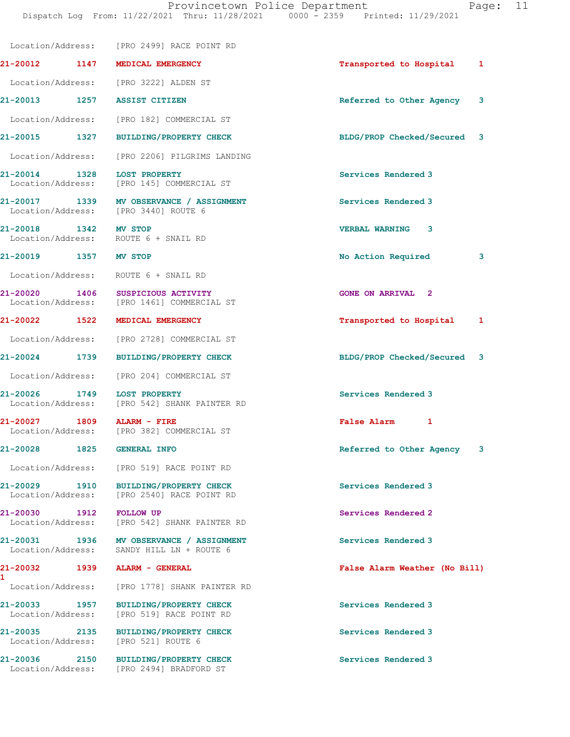Location/Address: [PRO 2499] RACE POINT RD

| Call # | Time | Call Reason | Action | Priority |
|---|---|---|---|---|
| 21-20012 | 1147 | MEDICAL EMERGENCY | Transported to Hospital | 1 |
| | | Location/Address: [PRO 3222] ALDEN ST | | |
| 21-20013 | 1257 | ASSIST CITIZEN | Referred to Other Agency | 3 |
| | | Location/Address: [PRO 182] COMMERCIAL ST | | |
| 21-20015 | 1327 | BUILDING/PROPERTY CHECK | BLDG/PROP Checked/Secured | 3 |
| | | Location/Address: [PRO 2206] PILGRIMS LANDING | | |
| 21-20014 | 1328 | LOST PROPERTY | Services Rendered | 3 |
| | | Location/Address: [PRO 145] COMMERCIAL ST | | |
| 21-20017 | 1339 | MV OBSERVANCE / ASSIGNMENT | Services Rendered | 3 |
| | | Location/Address: [PRO 3440] ROUTE 6 | | |
| 21-20018 | 1342 | MV STOP | VERBAL WARNING | 3 |
| | | Location/Address: ROUTE 6 + SNAIL RD | | |
| 21-20019 | 1357 | MV STOP | No Action Required | 3 |
| | | Location/Address: ROUTE 6 + SNAIL RD | | |
| 21-20020 | 1406 | SUSPICIOUS ACTIVITY | GONE ON ARRIVAL | 2 |
| | | Location/Address: [PRO 1461] COMMERCIAL ST | | |
| 21-20022 | 1522 | MEDICAL EMERGENCY | Transported to Hospital | 1 |
| | | Location/Address: [PRO 2728] COMMERCIAL ST | | |
| 21-20024 | 1739 | BUILDING/PROPERTY CHECK | BLDG/PROP Checked/Secured | 3 |
| | | Location/Address: [PRO 204] COMMERCIAL ST | | |
| 21-20026 | 1749 | LOST PROPERTY | Services Rendered | 3 |
| | | Location/Address: [PRO 542] SHANK PAINTER RD | | |
| 21-20027 | 1809 | ALARM - FIRE | False Alarm | 1 |
| | | Location/Address: [PRO 382] COMMERCIAL ST | | |
| 21-20028 | 1825 | GENERAL INFO | Referred to Other Agency | 3 |
| | | Location/Address: [PRO 519] RACE POINT RD | | |
| 21-20029 | 1910 | BUILDING/PROPERTY CHECK | Services Rendered | 3 |
| | | Location/Address: [PRO 2540] RACE POINT RD | | |
| 21-20030 | 1912 | FOLLOW UP | Services Rendered | 2 |
| | | Location/Address: [PRO 542] SHANK PAINTER RD | | |
| 21-20031 | 1936 | MV OBSERVANCE / ASSIGNMENT | Services Rendered | 3 |
| | | Location/Address: SANDY HILL LN + ROUTE 6 | | |
| 21-20032 | 1939 | ALARM - GENERAL | False Alarm Weather (No Bill) | 1 |
| | | Location/Address: [PRO 1778] SHANK PAINTER RD | | |
| 21-20033 | 1957 | BUILDING/PROPERTY CHECK | Services Rendered | 3 |
| | | Location/Address: [PRO 519] RACE POINT RD | | |
| 21-20035 | 2135 | BUILDING/PROPERTY CHECK | Services Rendered | 3 |
| | | Location/Address: [PRO 521] ROUTE 6 | | |
| 21-20036 | 2150 | BUILDING/PROPERTY CHECK | Services Rendered | 3 |
| | | Location/Address: [PRO 2494] BRADFORD ST | | |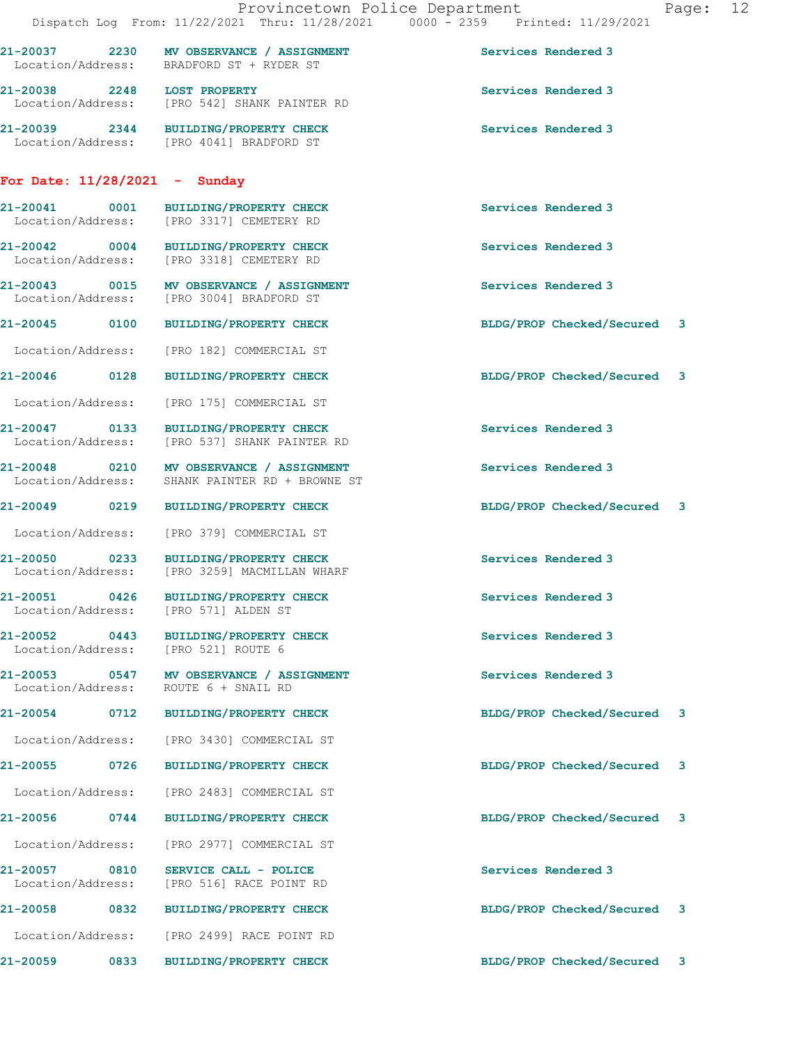21-20037 2230 MV OBSERVANCE / ASSIGNMENT Services Rendered 3
Location/Address: BRADFORD ST + RYDER ST

21-20038 2248 LOST PROPERTY Services Rendered 3
Location/Address: [PRO 542] SHANK PAINTER RD

21-20039 2344 BUILDING/PROPERTY CHECK Services Rendered 3
Location/Address: [PRO 4041] BRADFORD ST

**For Date: 11/28/2021 - Sunday**

21-20041 0001 BUILDING/PROPERTY CHECK Services Rendered 3
Location/Address: [PRO 3317] CEMETERY RD

21-20042 0004 BUILDING/PROPERTY CHECK Services Rendered 3
Location/Address: [PRO 3318] CEMETERY RD

21-20043 0015 MV OBSERVANCE / ASSIGNMENT Services Rendered 3
Location/Address: [PRO 3004] BRADFORD ST

21-20045 0100 BUILDING/PROPERTY CHECK BLDG/PROP Checked/Secured 3
Location/Address: [PRO 182] COMMERCIAL ST

21-20046 0128 BUILDING/PROPERTY CHECK BLDG/PROP Checked/Secured 3
Location/Address: [PRO 175] COMMERCIAL ST

21-20047 0133 BUILDING/PROPERTY CHECK Services Rendered 3
Location/Address: [PRO 537] SHANK PAINTER RD

21-20048 0210 MV OBSERVANCE / ASSIGNMENT Services Rendered 3
Location/Address: SHANK PAINTER RD + BROWNE ST

21-20049 0219 BUILDING/PROPERTY CHECK BLDG/PROP Checked/Secured 3
Location/Address: [PRO 379] COMMERCIAL ST

21-20050 0233 BUILDING/PROPERTY CHECK Services Rendered 3
Location/Address: [PRO 3259] MACMILLAN WHARF

21-20051 0426 BUILDING/PROPERTY CHECK Services Rendered 3
Location/Address: [PRO 571] ALDEN ST

21-20052 0443 BUILDING/PROPERTY CHECK Services Rendered 3
Location/Address: [PRO 521] ROUTE 6

21-20053 0547 MV OBSERVANCE / ASSIGNMENT Services Rendered 3
Location/Address: ROUTE 6 + SNAIL RD

21-20054 0712 BUILDING/PROPERTY CHECK BLDG/PROP Checked/Secured 3
Location/Address: [PRO 3430] COMMERCIAL ST

21-20055 0726 BUILDING/PROPERTY CHECK BLDG/PROP Checked/Secured 3
Location/Address: [PRO 2483] COMMERCIAL ST

21-20056 0744 BUILDING/PROPERTY CHECK BLDG/PROP Checked/Secured 3
Location/Address: [PRO 2977] COMMERCIAL ST

21-20057 0810 SERVICE CALL - POLICE Services Rendered 3
Location/Address: [PRO 516] RACE POINT RD

21-20058 0832 BUILDING/PROPERTY CHECK BLDG/PROP Checked/Secured 3
Location/Address: [PRO 2499] RACE POINT RD

21-20059 0833 BUILDING/PROPERTY CHECK BLDG/PROP Checked/Secured 3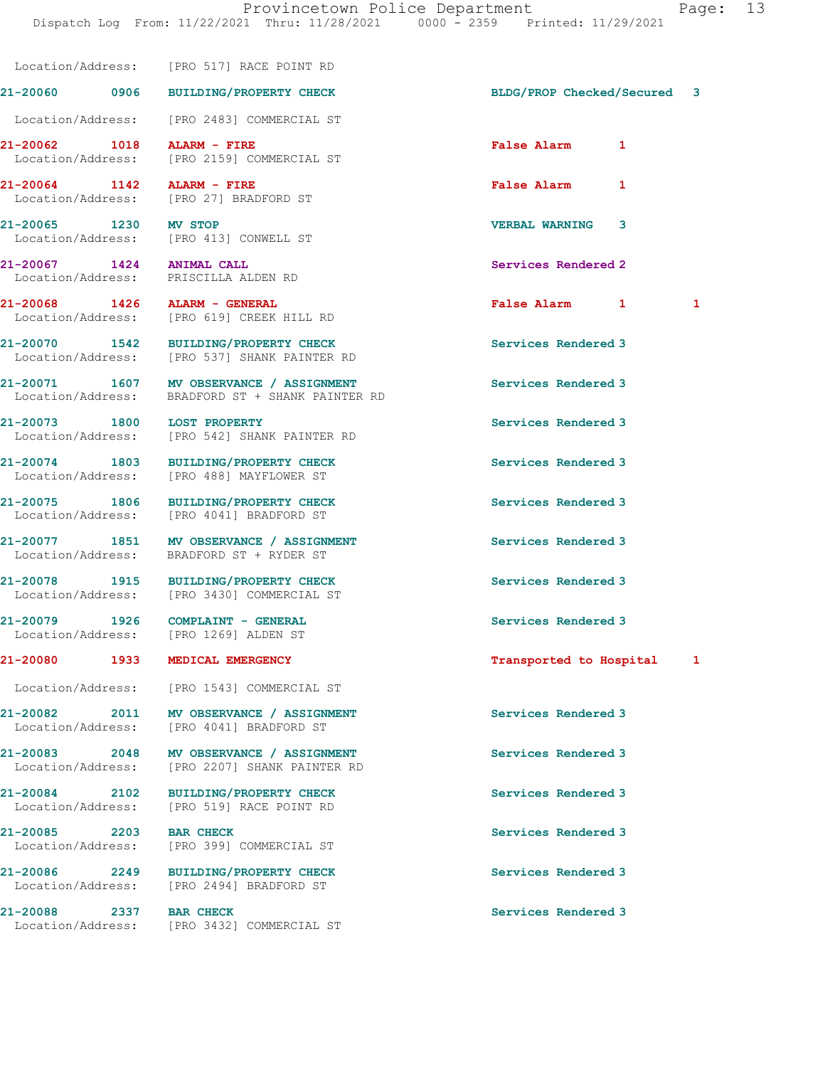Location/Address: [PRO 517] RACE POINT RD

| | | | | | |
|---|---|---|---|---|---|
| 21-20060 | 0906 | BUILDING/PROPERTY CHECK | BLDG/PROP Checked/Secured | 3 | |
| | Location/Address: | [PRO 2483] COMMERCIAL ST | | | |
| 21-20062 | 1018 | ALARM - FIRE | False Alarm | 1 | |
| | Location/Address: | [PRO 2159] COMMERCIAL ST | | | |
| 21-20064 | 1142 | ALARM - FIRE | False Alarm | 1 | |
| | Location/Address: | [PRO 27] BRADFORD ST | | | |
| 21-20065 | 1230 | MV STOP | VERBAL WARNING | 3 | |
| | Location/Address: | [PRO 413] CONWELL ST | | | |
| 21-20067 | 1424 | ANIMAL CALL | Services Rendered | 2 | |
| | Location/Address: | PRISCILLA ALDEN RD | | | |
| 21-20068 | 1426 | ALARM - GENERAL | False Alarm | 1 | 1 |
| | Location/Address: | [PRO 619] CREEK HILL RD | | | |
| 21-20070 | 1542 | BUILDING/PROPERTY CHECK | Services Rendered | 3 | |
| | Location/Address: | [PRO 537] SHANK PAINTER RD | | | |
| 21-20071 | 1607 | MV OBSERVANCE / ASSIGNMENT | Services Rendered | 3 | |
| | Location/Address: | BRADFORD ST + SHANK PAINTER RD | | | |
| 21-20073 | 1800 | LOST PROPERTY | Services Rendered | 3 | |
| | Location/Address: | [PRO 542] SHANK PAINTER RD | | | |
| 21-20074 | 1803 | BUILDING/PROPERTY CHECK | Services Rendered | 3 | |
| | Location/Address: | [PRO 488] MAYFLOWER ST | | | |
| 21-20075 | 1806 | BUILDING/PROPERTY CHECK | Services Rendered | 3 | |
| | Location/Address: | [PRO 4041] BRADFORD ST | | | |
| 21-20077 | 1851 | MV OBSERVANCE / ASSIGNMENT | Services Rendered | 3 | |
| | Location/Address: | BRADFORD ST + RYDER ST | | | |
| 21-20078 | 1915 | BUILDING/PROPERTY CHECK | Services Rendered | 3 | |
| | Location/Address: | [PRO 3430] COMMERCIAL ST | | | |
| 21-20079 | 1926 | COMPLAINT - GENERAL | Services Rendered | 3 | |
| | Location/Address: | [PRO 1269] ALDEN ST | | | |
| 21-20080 | 1933 | MEDICAL EMERGENCY | Transported to Hospital | 1 | |
| | Location/Address: | [PRO 1543] COMMERCIAL ST | | | |
| 21-20082 | 2011 | MV OBSERVANCE / ASSIGNMENT | Services Rendered | 3 | |
| | Location/Address: | [PRO 4041] BRADFORD ST | | | |
| 21-20083 | 2048 | MV OBSERVANCE / ASSIGNMENT | Services Rendered | 3 | |
| | Location/Address: | [PRO 2207] SHANK PAINTER RD | | | |
| 21-20084 | 2102 | BUILDING/PROPERTY CHECK | Services Rendered | 3 | |
| | Location/Address: | [PRO 519] RACE POINT RD | | | |
| 21-20085 | 2203 | BAR CHECK | Services Rendered | 3 | |
| | Location/Address: | [PRO 399] COMMERCIAL ST | | | |
| 21-20086 | 2249 | BUILDING/PROPERTY CHECK | Services Rendered | 3 | |
| | Location/Address: | [PRO 2494] BRADFORD ST | | | |
| 21-20088 | 2337 | BAR CHECK | Services Rendered | 3 | |
| | Location/Address: | [PRO 3432] COMMERCIAL ST | | | |